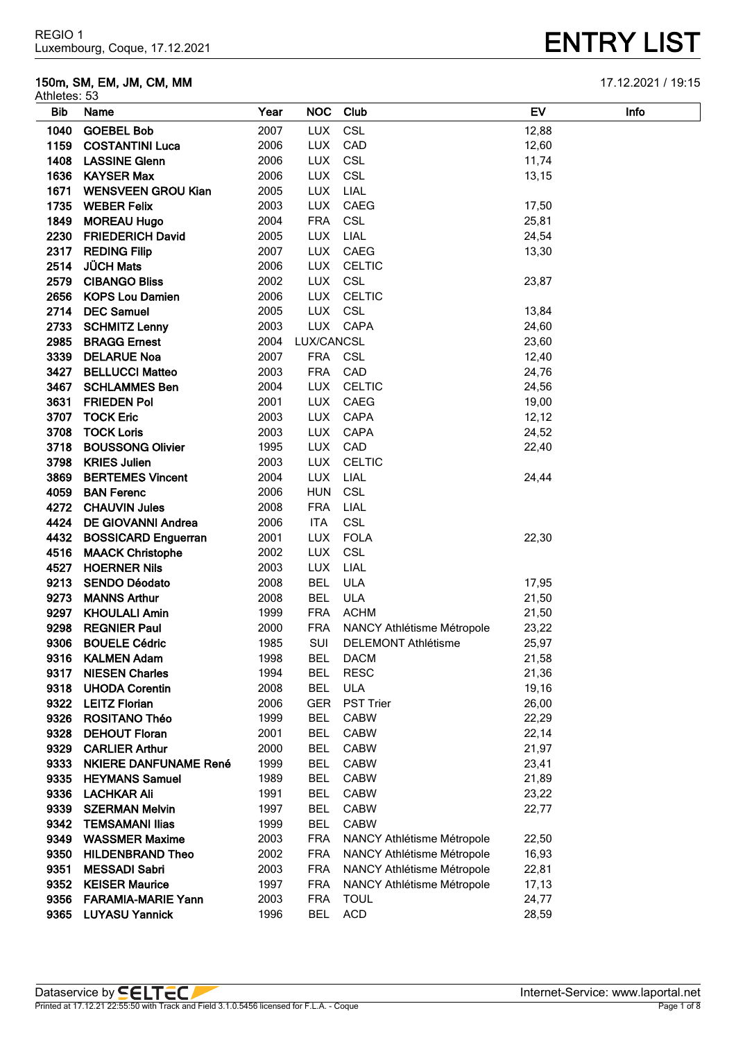REGIO 1
Luxembourg, Coque, 17.12.2021

# ENTRY LIST

**150m, SM, EM, JM, CM, MM** 17.12.2021 / 19:15

Athletes: 53

| Bib | Name | Year | NOC | Club | EV | Info |
|---|---|---|---|---|---|---|
| 1040 | GOEBEL Bob | 2007 | LUX | CSL | 12,88 | |
| 1159 | COSTANTINI Luca | 2006 | LUX | CAD | 12,60 | |
| 1408 | LASSINE Glenn | 2006 | LUX | CSL | 11,74 | |
| 1636 | KAYSER Max | 2006 | LUX | CSL | 13,15 | |
| 1671 | WENSVEEN GROU Kian | 2005 | LUX | LIAL | | |
| 1735 | WEBER Felix | 2003 | LUX | CAEG | 17,50 | |
| 1849 | MOREAU Hugo | 2004 | FRA | CSL | 25,81 | |
| 2230 | FRIEDERICH David | 2005 | LUX | LIAL | 24,54 | |
| 2317 | REDING Filip | 2007 | LUX | CAEG | 13,30 | |
| 2514 | JÜCH Mats | 2006 | LUX | CELTIC | | |
| 2579 | CIBANGO Bliss | 2002 | LUX | CSL | 23,87 | |
| 2656 | KOPS Lou Damien | 2006 | LUX | CELTIC | | |
| 2714 | DEC Samuel | 2005 | LUX | CSL | 13,84 | |
| 2733 | SCHMITZ Lenny | 2003 | LUX | CAPA | 24,60 | |
| 2985 | BRAGG Ernest | 2004 | LUX/CAN | CSL | 23,60 | |
| 3339 | DELARUE Noa | 2007 | FRA | CSL | 12,40 | |
| 3427 | BELLUCCI Matteo | 2003 | FRA | CAD | 24,76 | |
| 3467 | SCHLAMMES Ben | 2004 | LUX | CELTIC | 24,56 | |
| 3631 | FRIEDEN Pol | 2001 | LUX | CAEG | 19,00 | |
| 3707 | TOCK Eric | 2003 | LUX | CAPA | 12,12 | |
| 3708 | TOCK Loris | 2003 | LUX | CAPA | 24,52 | |
| 3718 | BOUSSONG Olivier | 1995 | LUX | CAD | 22,40 | |
| 3798 | KRIES Julien | 2003 | LUX | CELTIC | | |
| 3869 | BERTEMES Vincent | 2004 | LUX | LIAL | 24,44 | |
| 4059 | BAN Ferenc | 2006 | HUN | CSL | | |
| 4272 | CHAUVIN Jules | 2008 | FRA | LIAL | | |
| 4424 | DE GIOVANNI Andrea | 2006 | ITA | CSL | | |
| 4432 | BOSSICARD Enguerran | 2001 | LUX | FOLA | 22,30 | |
| 4516 | MAACK Christophe | 2002 | LUX | CSL | | |
| 4527 | HOERNER Nils | 2003 | LUX | LIAL | | |
| 9213 | SENDO Déodato | 2008 | BEL | ULA | 17,95 | |
| 9273 | MANNS Arthur | 2008 | BEL | ULA | 21,50 | |
| 9297 | KHOULALI Amin | 1999 | FRA | ACHM | 21,50 | |
| 9298 | REGNIER Paul | 2000 | FRA | NANCY Athlétisme Métropole | 23,22 | |
| 9306 | BOUELE Cédric | 1985 | SUI | DELEMONT Athlétisme | 25,97 | |
| 9316 | KALMEN Adam | 1998 | BEL | DACM | 21,58 | |
| 9317 | NIESEN Charles | 1994 | BEL | RESC | 21,36 | |
| 9318 | UHODA Corentin | 2008 | BEL | ULA | 19,16 | |
| 9322 | LEITZ Florian | 2006 | GER | PST Trier | 26,00 | |
| 9326 | ROSITANO Théo | 1999 | BEL | CABW | 22,29 | |
| 9328 | DEHOUT Floran | 2001 | BEL | CABW | 22,14 | |
| 9329 | CARLIER Arthur | 2000 | BEL | CABW | 21,97 | |
| 9333 | NKIERE DANFUNAME René | 1999 | BEL | CABW | 23,41 | |
| 9335 | HEYMANS Samuel | 1989 | BEL | CABW | 21,89 | |
| 9336 | LACHKAR Ali | 1991 | BEL | CABW | 23,22 | |
| 9339 | SZERMAN Melvin | 1997 | BEL | CABW | 22,77 | |
| 9342 | TEMSAMANI Ilias | 1999 | BEL | CABW | | |
| 9349 | WASSMER Maxime | 2003 | FRA | NANCY Athlétisme Métropole | 22,50 | |
| 9350 | HILDENBRAND Theo | 2002 | FRA | NANCY Athlétisme Métropole | 16,93 | |
| 9351 | MESSADI Sabri | 2003 | FRA | NANCY Athlétisme Métropole | 22,81 | |
| 9352 | KEISER Maurice | 1997 | FRA | NANCY Athlétisme Métropole | 17,13 | |
| 9356 | FARAMIA-MARIE Yann | 2003 | FRA | TOUL | 24,77 | |
| 9365 | LUYASU Yannick | 1996 | BEL | ACD | 28,59 | |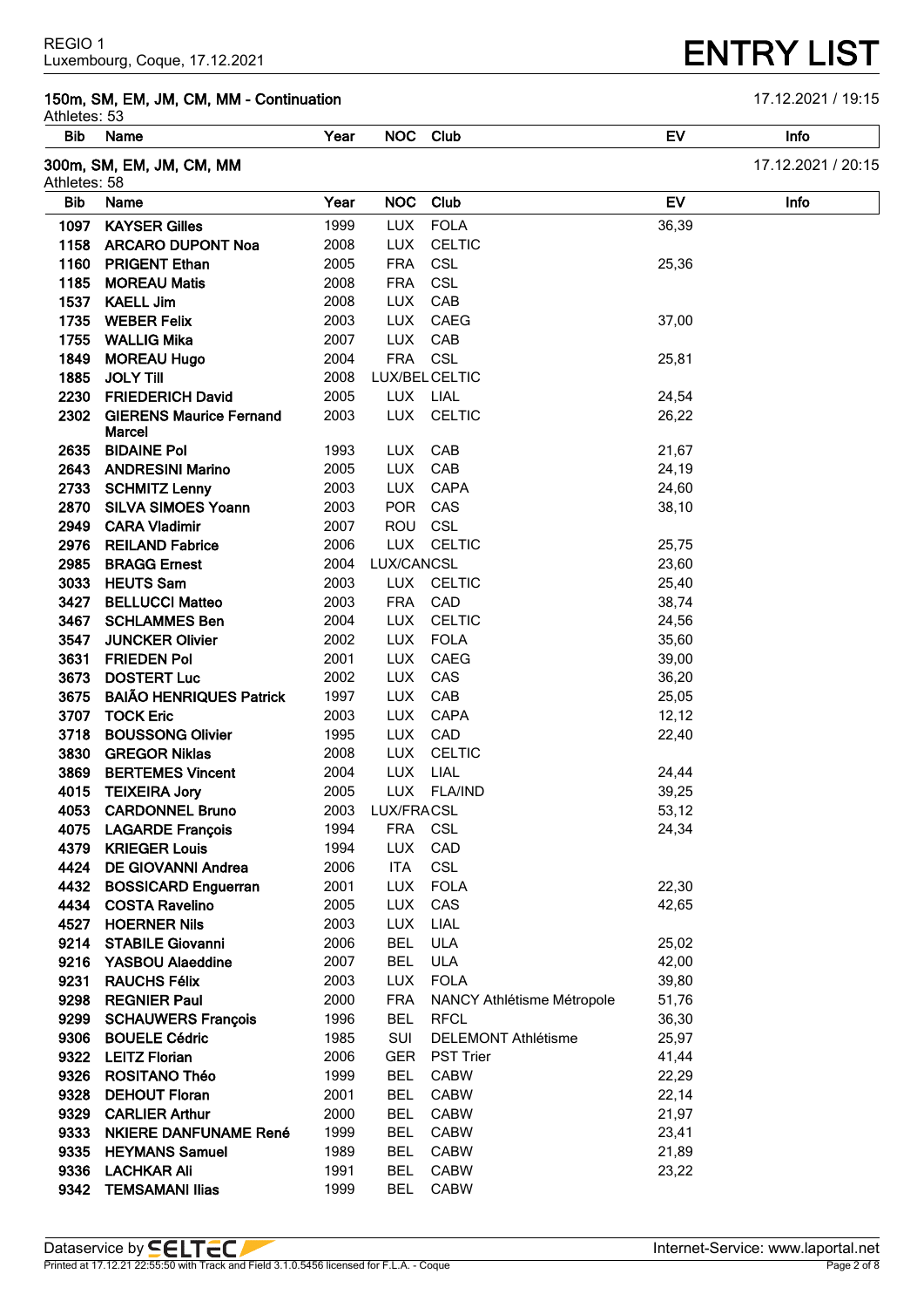## 150m, SM, EM, JM, CM, MM - Continuation

17.12.2021 / 19:15

Athletes: 53

| Bib | Name | Year | NOC | Club | EV | Info |
|---|---|---|---|---|---|---|

## 300m, SM, EM, JM, CM, MM

17.12.2021 / 20:15

Athletes: 58

| Bib | Name | Year | NOC | Club | EV | Info |
|---|---|---|---|---|---|---|
| 1097 | **KAYSER Gilles** | 1999 | LUX | FOLA | 36,39 | |
| 1158 | **ARCARO DUPONT Noa** | 2008 | LUX | CELTIC | | |
| 1160 | **PRIGENT Ethan** | 2005 | FRA | CSL | 25,36 | |
| 1185 | **MOREAU Matis** | 2008 | FRA | CSL | | |
| 1537 | **KAELL Jim** | 2008 | LUX | CAB | | |
| 1735 | **WEBER Felix** | 2003 | LUX | CAEG | 37,00 | |
| 1755 | **WALLIG Mika** | 2007 | LUX | CAB | | |
| 1849 | **MOREAU Hugo** | 2004 | FRA | CSL | 25,81 | |
| 1885 | **JOLY Till** | 2008 | LUX/BEL | CELTIC | | |
| 2230 | **FRIEDERICH David** | 2005 | LUX | LIAL | 24,54 | |
| 2302 | **GIERENS Maurice Fernand Marcel** | 2003 | LUX | CELTIC | 26,22 | |
| 2635 | **BIDAINE Pol** | 1993 | LUX | CAB | 21,67 | |
| 2643 | **ANDRESINI Marino** | 2005 | LUX | CAB | 24,19 | |
| 2733 | **SCHMITZ Lenny** | 2003 | LUX | CAPA | 24,60 | |
| 2870 | **SILVA SIMOES Yoann** | 2003 | POR | CAS | 38,10 | |
| 2949 | **CARA Vladimir** | 2007 | ROU | CSL | | |
| 2976 | **REILAND Fabrice** | 2006 | LUX | CELTIC | 25,75 | |
| 2985 | **BRAGG Ernest** | 2004 | LUX/CAN | CSL | 23,60 | |
| 3033 | **HEUTS Sam** | 2003 | LUX | CELTIC | 25,40 | |
| 3427 | **BELLUCCI Matteo** | 2003 | FRA | CAD | 38,74 | |
| 3467 | **SCHLAMMES Ben** | 2004 | LUX | CELTIC | 24,56 | |
| 3547 | **JUNCKER Olivier** | 2002 | LUX | FOLA | 35,60 | |
| 3631 | **FRIEDEN Pol** | 2001 | LUX | CAEG | 39,00 | |
| 3673 | **DOSTERT Luc** | 2002 | LUX | CAS | 36,20 | |
| 3675 | **BAIÃO HENRIQUES Patrick** | 1997 | LUX | CAB | 25,05 | |
| 3707 | **TOCK Eric** | 2003 | LUX | CAPA | 12,12 | |
| 3718 | **BOUSSONG Olivier** | 1995 | LUX | CAD | 22,40 | |
| 3830 | **GREGOR Niklas** | 2008 | LUX | CELTIC | | |
| 3869 | **BERTEMES Vincent** | 2004 | LUX | LIAL | 24,44 | |
| 4015 | **TEIXEIRA Jory** | 2005 | LUX | FLA/IND | 39,25 | |
| 4053 | **CARDONNEL Bruno** | 2003 | LUX/FRA | CSL | 53,12 | |
| 4075 | **LAGARDE François** | 1994 | FRA | CSL | 24,34 | |
| 4379 | **KRIEGER Louis** | 1994 | LUX | CAD | | |
| 4424 | **DE GIOVANNI Andrea** | 2006 | ITA | CSL | | |
| 4432 | **BOSSICARD Enguerran** | 2001 | LUX | FOLA | 22,30 | |
| 4434 | **COSTA Ravelino** | 2005 | LUX | CAS | 42,65 | |
| 4527 | **HOERNER Nils** | 2003 | LUX | LIAL | | |
| 9214 | **STABILE Giovanni** | 2006 | BEL | ULA | 25,02 | |
| 9216 | **YASBOU Alaeddine** | 2007 | BEL | ULA | 42,00 | |
| 9231 | **RAUCHS Félix** | 2003 | LUX | FOLA | 39,80 | |
| 9298 | **REGNIER Paul** | 2000 | FRA | NANCY Athlétisme Métropole | 51,76 | |
| 9299 | **SCHAUWERS François** | 1996 | BEL | RFCL | 36,30 | |
| 9306 | **BOUELE Cédric** | 1985 | SUI | DELEMONT Athlétisme | 25,97 | |
| 9322 | **LEITZ Florian** | 2006 | GER | PST Trier | 41,44 | |
| 9326 | **ROSITANO Théo** | 1999 | BEL | CABW | 22,29 | |
| 9328 | **DEHOUT Floran** | 2001 | BEL | CABW | 22,14 | |
| 9329 | **CARLIER Arthur** | 2000 | BEL | CABW | 21,97 | |
| 9333 | **NKIERE DANFUNAME René** | 1999 | BEL | CABW | 23,41 | |
| 9335 | **HEYMANS Samuel** | 1989 | BEL | CABW | 21,89 | |
| 9336 | **LACHKAR Ali** | 1991 | BEL | CABW | 23,22 | |
| 9342 | **TEMSAMANI Ilias** | 1999 | BEL | CABW | | |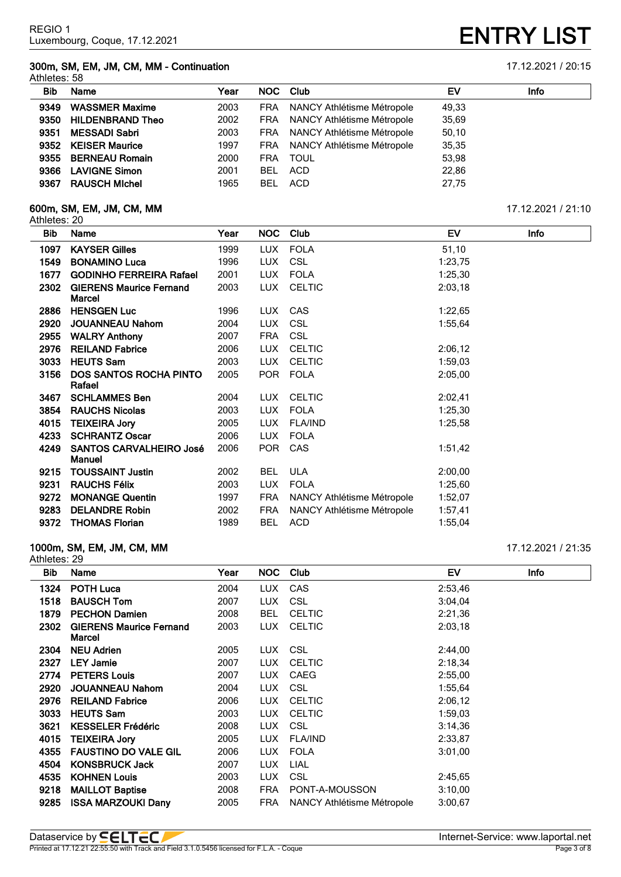# ENTRY LIST

REGIO 1
Luxembourg, Coque, 17.12.2021

## 300m, SM, EM, JM, CM, MM - Continuation

17.12.2021 / 20:15

Athletes: 58

| Bib | Name | Year | NOC | Club | EV | Info |
|---|---|---|---|---|---|---|
| **9349** | **WASSMER Maxime** | 2003 | FRA | NANCY Athlétisme Métropole | 49,33 | |
| **9350** | **HILDENBRAND Theo** | 2002 | FRA | NANCY Athlétisme Métropole | 35,69 | |
| **9351** | **MESSADI Sabri** | 2003 | FRA | NANCY Athlétisme Métropole | 50,10 | |
| **9352** | **KEISER Maurice** | 1997 | FRA | NANCY Athlétisme Métropole | 35,35 | |
| **9355** | **BERNEAU Romain** | 2000 | FRA | TOUL | 53,98 | |
| **9366** | **LAVIGNE Simon** | 2001 | BEL | ACD | 22,86 | |
| **9367** | **RAUSCH MIchel** | 1965 | BEL | ACD | 27,75 | |

## 600m, SM, EM, JM, CM, MM

17.12.2021 / 21:10

Athletes: 20

| Bib | Name | Year | NOC | Club | EV | Info |
|---|---|---|---|---|---|---|
| **1097** | **KAYSER Gilles** | 1999 | LUX | FOLA | 51,10 | |
| **1549** | **BONAMINO Luca** | 1996 | LUX | CSL | 1:23,75 | |
| **1677** | **GODINHO FERREIRA Rafael** | 2001 | LUX | FOLA | 1:25,30 | |
| **2302** | **GIERENS Maurice Fernand Marcel** | 2003 | LUX | CELTIC | 2:03,18 | |
| **2886** | **HENSGEN Luc** | 1996 | LUX | CAS | 1:22,65 | |
| **2920** | **JOUANNEAU Nahom** | 2004 | LUX | CSL | 1:55,64 | |
| **2955** | **WALRY Anthony** | 2007 | FRA | CSL | | |
| **2976** | **REILAND Fabrice** | 2006 | LUX | CELTIC | 2:06,12 | |
| **3033** | **HEUTS Sam** | 2003 | LUX | CELTIC | 1:59,03 | |
| **3156** | **DOS SANTOS ROCHA PINTO Rafael** | 2005 | POR | FOLA | 2:05,00 | |
| **3467** | **SCHLAMMES Ben** | 2004 | LUX | CELTIC | 2:02,41 | |
| **3854** | **RAUCHS Nicolas** | 2003 | LUX | FOLA | 1:25,30 | |
| **4015** | **TEIXEIRA Jory** | 2005 | LUX | FLA/IND | 1:25,58 | |
| **4233** | **SCHRANTZ Oscar** | 2006 | LUX | FOLA | | |
| **4249** | **SANTOS CARVALHEIRO José Manuel** | 2006 | POR | CAS | 1:51,42 | |
| **9215** | **TOUSSAINT Justin** | 2002 | BEL | ULA | 2:00,00 | |
| **9231** | **RAUCHS Félix** | 2003 | LUX | FOLA | 1:25,60 | |
| **9272** | **MONANGE Quentin** | 1997 | FRA | NANCY Athlétisme Métropole | 1:52,07 | |
| **9283** | **DELANDRE Robin** | 2002 | FRA | NANCY Athlétisme Métropole | 1:57,41 | |
| **9372** | **THOMAS Florian** | 1989 | BEL | ACD | 1:55,04 | |

## 1000m, SM, EM, JM, CM, MM

17.12.2021 / 21:35

Athletes: 29

| Bib | Name | Year | NOC | Club | EV | Info |
|---|---|---|---|---|---|---|
| **1324** | **POTH Luca** | 2004 | LUX | CAS | 2:53,46 | |
| **1518** | **BAUSCH Tom** | 2007 | LUX | CSL | 3:04,04 | |
| **1879** | **PECHON Damien** | 2008 | BEL | CELTIC | 2:21,36 | |
| **2302** | **GIERENS Maurice Fernand Marcel** | 2003 | LUX | CELTIC | 2:03,18 | |
| **2304** | **NEU Adrien** | 2005 | LUX | CSL | 2:44,00 | |
| **2327** | **LEY Jamie** | 2007 | LUX | CELTIC | 2:18,34 | |
| **2774** | **PETERS Louis** | 2007 | LUX | CAEG | 2:55,00 | |
| **2920** | **JOUANNEAU Nahom** | 2004 | LUX | CSL | 1:55,64 | |
| **2976** | **REILAND Fabrice** | 2006 | LUX | CELTIC | 2:06,12 | |
| **3033** | **HEUTS Sam** | 2003 | LUX | CELTIC | 1:59,03 | |
| **3621** | **KESSELER Frédéric** | 2008 | LUX | CSL | 3:14,36 | |
| **4015** | **TEIXEIRA Jory** | 2005 | LUX | FLA/IND | 2:33,87 | |
| **4355** | **FAUSTINO DO VALE GIL** | 2006 | LUX | FOLA | 3:01,00 | |
| **4504** | **KONSBRUCK Jack** | 2007 | LUX | LIAL | | |
| **4535** | **KOHNEN Louis** | 2003 | LUX | CSL | 2:45,65 | |
| **9218** | **MAILLOT Baptise** | 2008 | FRA | PONT-A-MOUSSON | 3:10,00 | |
| **9285** | **ISSA MARZOUKI Dany** | 2005 | FRA | NANCY Athlétisme Métropole | 3:00,67 | |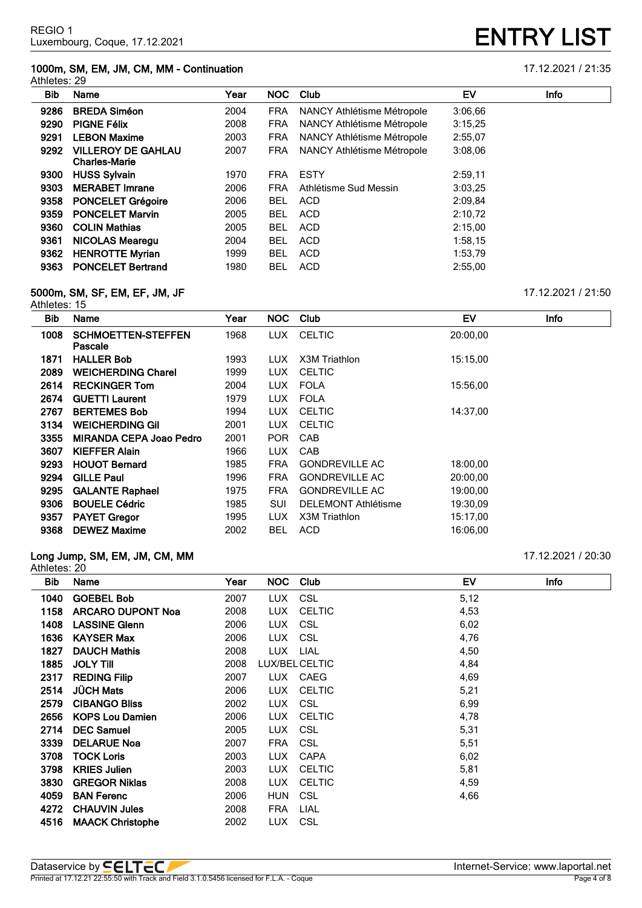REGIO 1
Luxembourg, Coque, 17.12.2021

# ENTRY LIST

## 1000m, SM, EM, JM, CM, MM - Continuation

17.12.2021 / 21:35

Athletes: 29

| Bib | Name | Year | NOC | Club | EV | Info |
|---|---|---|---|---|---|---|
| 9286 | **BREDA Siméon** | 2004 | FRA | NANCY Athlétisme Métropole | 3:06,66 | |
| 9290 | **PIGNE Félix** | 2008 | FRA | NANCY Athlétisme Métropole | 3:15,25 | |
| 9291 | **LEBON Maxime** | 2003 | FRA | NANCY Athlétisme Métropole | 2:55,07 | |
| 9292 | **VILLEROY DE GAHLAU Charles-Marie** | 2007 | FRA | NANCY Athlétisme Métropole | 3:08,06 | |
| 9300 | **HUSS Sylvain** | 1970 | FRA | ESTY | 2:59,11 | |
| 9303 | **MERABET Imrane** | 2006 | FRA | Athlétisme Sud Messin | 3:03,25 | |
| 9358 | **PONCELET Grégoire** | 2006 | BEL | ACD | 2:09,84 | |
| 9359 | **PONCELET Marvin** | 2005 | BEL | ACD | 2:10,72 | |
| 9360 | **COLIN Mathias** | 2005 | BEL | ACD | 2:15,00 | |
| 9361 | **NICOLAS Mearegu** | 2004 | BEL | ACD | 1:58,15 | |
| 9362 | **HENROTTE Myrian** | 1999 | BEL | ACD | 1:53,79 | |
| 9363 | **PONCELET Bertrand** | 1980 | BEL | ACD | 2:55,00 | |

## 5000m, SM, SF, EM, EF, JM, JF

17.12.2021 / 21:50

Athletes: 15

| Bib | Name | Year | NOC | Club | EV | Info |
|---|---|---|---|---|---|---|
| 1008 | **SCHMOETTEN-STEFFEN Pascale** | 1968 | LUX | CELTIC | 20:00,00 | |
| 1871 | **HALLER Bob** | 1993 | LUX | X3M Triathlon | 15:15,00 | |
| 2089 | **WEICHERDING Charel** | 1999 | LUX | CELTIC | | |
| 2614 | **RECKINGER Tom** | 2004 | LUX | FOLA | 15:56,00 | |
| 2674 | **GUETTI Laurent** | 1979 | LUX | FOLA | | |
| 2767 | **BERTEMES Bob** | 1994 | LUX | CELTIC | 14:37,00 | |
| 3134 | **WEICHERDING Gil** | 2001 | LUX | CELTIC | | |
| 3355 | **MIRANDA CEPA Joao Pedro** | 2001 | POR | CAB | | |
| 3607 | **KIEFFER Alain** | 1966 | LUX | CAB | | |
| 9293 | **HOUOT Bernard** | 1985 | FRA | GONDREVILLE AC | 18:00,00 | |
| 9294 | **GILLE Paul** | 1996 | FRA | GONDREVILLE AC | 20:00,00 | |
| 9295 | **GALANTE Raphael** | 1975 | FRA | GONDREVILLE AC | 19:00,00 | |
| 9306 | **BOUELE Cédric** | 1985 | SUI | DELEMONT Athlétisme | 19:30,09 | |
| 9357 | **PAYET Gregor** | 1995 | LUX | X3M Triathlon | 15:17,00 | |
| 9368 | **DEWEZ Maxime** | 2002 | BEL | ACD | 16:06,00 | |

## Long Jump, SM, EM, JM, CM, MM

17.12.2021 / 20:30

Athletes: 20

| Bib | Name | Year | NOC | Club | EV | Info |
|---|---|---|---|---|---|---|
| 1040 | **GOEBEL Bob** | 2007 | LUX | CSL | 5,12 | |
| 1158 | **ARCARO DUPONT Noa** | 2008 | LUX | CELTIC | 4,53 | |
| 1408 | **LASSINE Glenn** | 2006 | LUX | CSL | 6,02 | |
| 1636 | **KAYSER Max** | 2006 | LUX | CSL | 4,76 | |
| 1827 | **DAUCH Mathis** | 2008 | LUX | LIAL | 4,50 | |
| 1885 | **JOLY Till** | 2008 | LUX/BEL | CELTIC | 4,84 | |
| 2317 | **REDING Filip** | 2007 | LUX | CAEG | 4,69 | |
| 2514 | **JÜCH Mats** | 2006 | LUX | CELTIC | 5,21 | |
| 2579 | **CIBANGO Bliss** | 2002 | LUX | CSL | 6,99 | |
| 2656 | **KOPS Lou Damien** | 2006 | LUX | CELTIC | 4,78 | |
| 2714 | **DEC Samuel** | 2005 | LUX | CSL | 5,31 | |
| 3339 | **DELARUE Noa** | 2007 | FRA | CSL | 5,51 | |
| 3708 | **TOCK Loris** | 2003 | LUX | CAPA | 6,02 | |
| 3798 | **KRIES Julien** | 2003 | LUX | CELTIC | 5,81 | |
| 3830 | **GREGOR Niklas** | 2008 | LUX | CELTIC | 4,59 | |
| 4059 | **BAN Ferenc** | 2006 | HUN | CSL | 4,66 | |
| 4272 | **CHAUVIN Jules** | 2008 | FRA | LIAL | | |
| 4516 | **MAACK Christophe** | 2002 | LUX | CSL | | |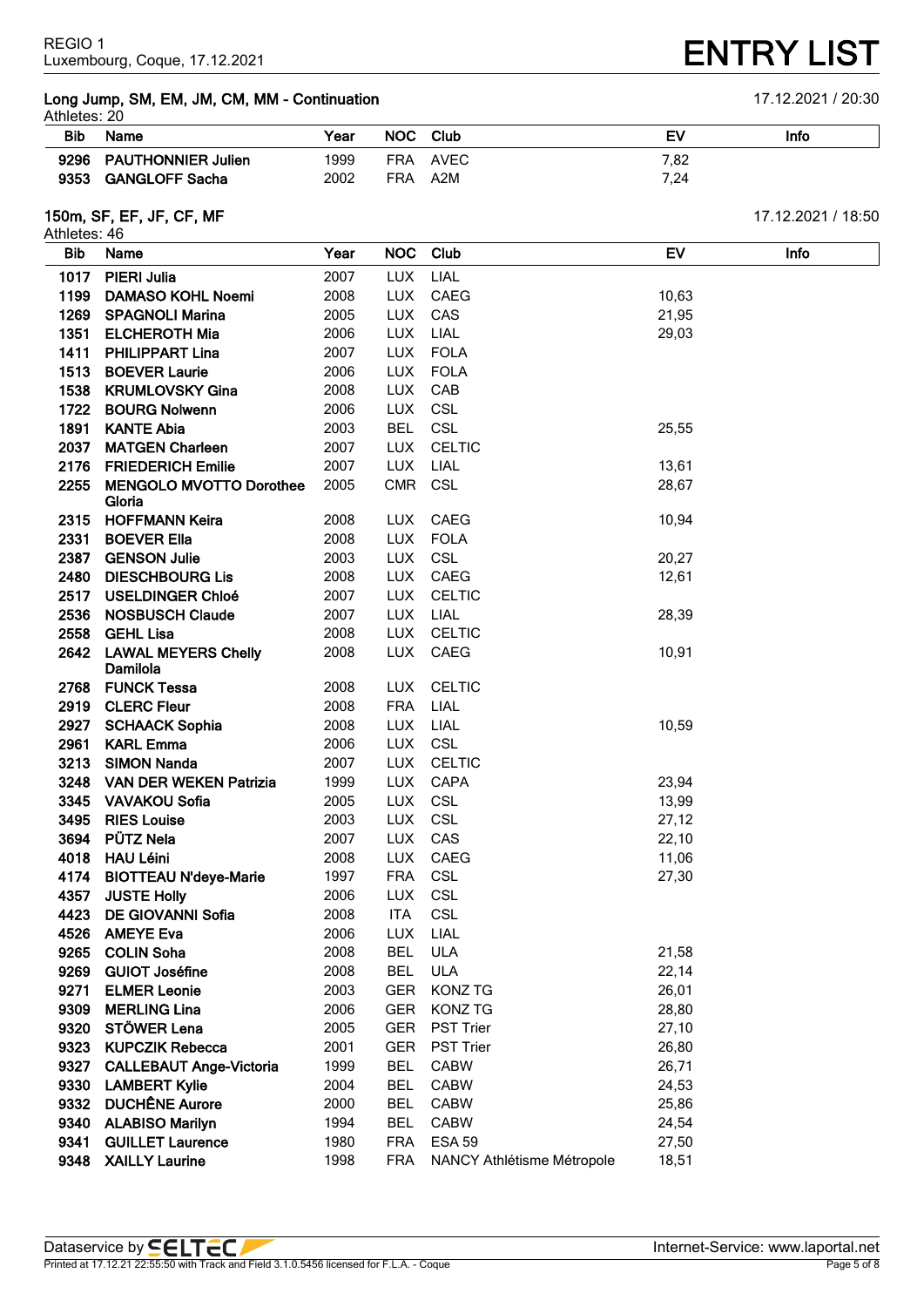REGIO 1
Luxembourg, Coque, 17.12.2021

# ENTRY LIST

### Long Jump, SM, EM, JM, CM, MM - Continuation

17.12.2021 / 20:30

Athletes: 20

| Bib | Name | Year | NOC | Club | EV | Info |
|---|---|---|---|---|---|---|
| 9296 | PAUTHONNIER Julien | 1999 | FRA | AVEC | 7,82 | |
| 9353 | GANGLOFF Sacha | 2002 | FRA | A2M | 7,24 | |

### 150m, SF, EF, JF, CF, MF

17.12.2021 / 18:50

Athletes: 46

| Bib | Name | Year | NOC | Club | EV | Info |
|---|---|---|---|---|---|---|
| 1017 | PIERI Julia | 2007 | LUX | LIAL | | |
| 1199 | DAMASO KOHL Noemi | 2008 | LUX | CAEG | 10,63 | |
| 1269 | SPAGNOLI Marina | 2005 | LUX | CAS | 21,95 | |
| 1351 | ELCHEROTH Mia | 2006 | LUX | LIAL | 29,03 | |
| 1411 | PHILIPPART Lina | 2007 | LUX | FOLA | | |
| 1513 | BOEVER Laurie | 2006 | LUX | FOLA | | |
| 1538 | KRUMLOVSKY Gina | 2008 | LUX | CAB | | |
| 1722 | BOURG Nolwenn | 2006 | LUX | CSL | | |
| 1891 | KANTE Abia | 2003 | BEL | CSL | 25,55 | |
| 2037 | MATGEN Charleen | 2007 | LUX | CELTIC | | |
| 2176 | FRIEDERICH Emilie | 2007 | LUX | LIAL | 13,61 | |
| 2255 | MENGOLO MVOTTO Dorothee Gloria | 2005 | CMR | CSL | 28,67 | |
| 2315 | HOFFMANN Keira | 2008 | LUX | CAEG | 10,94 | |
| 2331 | BOEVER Ella | 2008 | LUX | FOLA | | |
| 2387 | GENSON Julie | 2003 | LUX | CSL | 20,27 | |
| 2480 | DIESCHBOURG Lis | 2008 | LUX | CAEG | 12,61 | |
| 2517 | USELDINGER Chloé | 2007 | LUX | CELTIC | | |
| 2536 | NOSBUSCH Claude | 2007 | LUX | LIAL | 28,39 | |
| 2558 | GEHL Lisa | 2008 | LUX | CELTIC | | |
| 2642 | LAWAL MEYERS Chelly Damilola | 2008 | LUX | CAEG | 10,91 | |
| 2768 | FUNCK Tessa | 2008 | LUX | CELTIC | | |
| 2919 | CLERC Fleur | 2008 | FRA | LIAL | | |
| 2927 | SCHAACK Sophia | 2008 | LUX | LIAL | 10,59 | |
| 2961 | KARL Emma | 2006 | LUX | CSL | | |
| 3213 | SIMON Nanda | 2007 | LUX | CELTIC | | |
| 3248 | VAN DER WEKEN Patrizia | 1999 | LUX | CAPA | 23,94 | |
| 3345 | VAVAKOU Sofia | 2005 | LUX | CSL | 13,99 | |
| 3495 | RIES Louise | 2003 | LUX | CSL | 27,12 | |
| 3694 | PÜTZ Nela | 2007 | LUX | CAS | 22,10 | |
| 4018 | HAU Léini | 2008 | LUX | CAEG | 11,06 | |
| 4174 | BIOTTEAU N'deye-Marie | 1997 | FRA | CSL | 27,30 | |
| 4357 | JUSTE Holly | 2006 | LUX | CSL | | |
| 4423 | DE GIOVANNI Sofia | 2008 | ITA | CSL | | |
| 4526 | AMEYE Eva | 2006 | LUX | LIAL | | |
| 9265 | COLIN Soha | 2008 | BEL | ULA | 21,58 | |
| 9269 | GUIOT Joséfine | 2008 | BEL | ULA | 22,14 | |
| 9271 | ELMER Leonie | 2003 | GER | KONZ TG | 26,01 | |
| 9309 | MERLING Lina | 2006 | GER | KONZ TG | 28,80 | |
| 9320 | STÖWER Lena | 2005 | GER | PST Trier | 27,10 | |
| 9323 | KUPCZIK Rebecca | 2001 | GER | PST Trier | 26,80 | |
| 9327 | CALLEBAUT Ange-Victoria | 1999 | BEL | CABW | 26,71 | |
| 9330 | LAMBERT Kylie | 2004 | BEL | CABW | 24,53 | |
| 9332 | DUCHÊNE Aurore | 2000 | BEL | CABW | 25,86 | |
| 9340 | ALABISO Marilyn | 1994 | BEL | CABW | 24,54 | |
| 9341 | GUILLET Laurence | 1980 | FRA | ESA 59 | 27,50 | |
| 9348 | XAILLY Laurine | 1998 | FRA | NANCY Athlétisme Métropole | 18,51 | |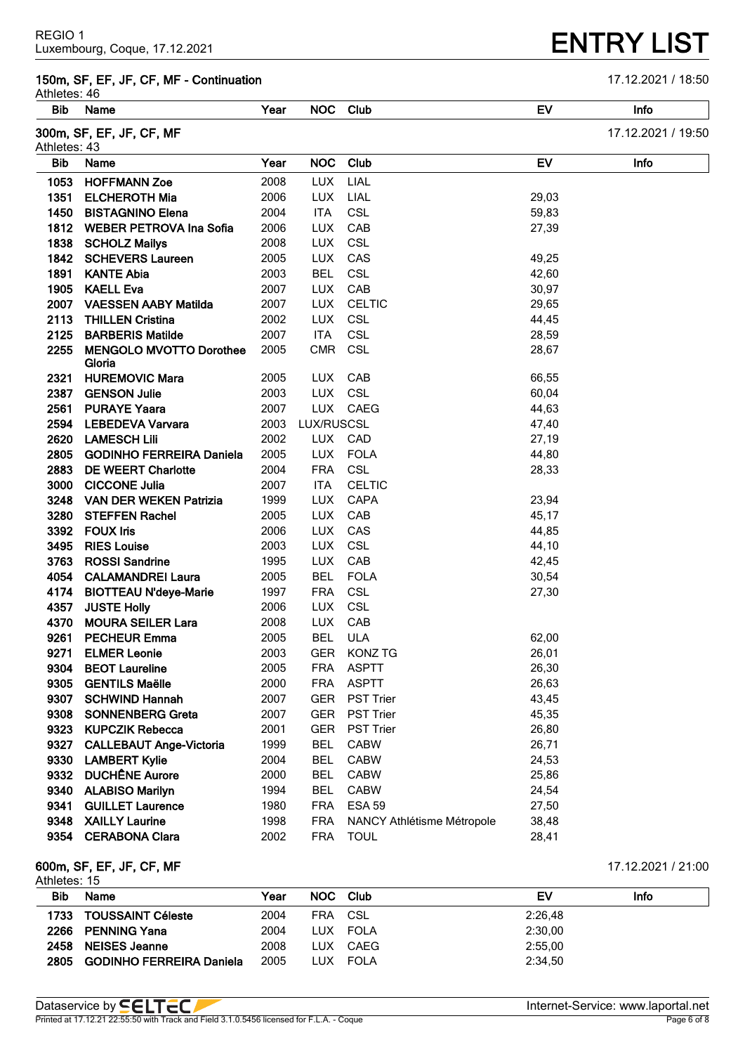REGIO 1
Luxembourg, Coque, 17.12.2021

# ENTRY LIST

## 150m, SF, EF, JF, CF, MF - Continuation

17.12.2021 / 18:50

Athletes: 46

| Bib | Name | Year | NOC | Club | EV | Info |
|---|---|---|---|---|---|---|

## 300m, SF, EF, JF, CF, MF

17.12.2021 / 19:50

Athletes: 43

| Bib | Name | Year | NOC | Club | EV | Info |
|---|---|---|---|---|---|---|
| 1053 | HOFFMANN Zoe | 2008 | LUX | LIAL | | |
| 1351 | ELCHEROTH Mia | 2006 | LUX | LIAL | 29,03 | |
| 1450 | BISTAGNINO Elena | 2004 | ITA | CSL | 59,83 | |
| 1812 | WEBER PETROVA Ina Sofia | 2006 | LUX | CAB | 27,39 | |
| 1838 | SCHOLZ Mailys | 2008 | LUX | CSL | | |
| 1842 | SCHEVERS Laureen | 2005 | LUX | CAS | 49,25 | |
| 1891 | KANTE Abia | 2003 | BEL | CSL | 42,60 | |
| 1905 | KAELL Eva | 2007 | LUX | CAB | 30,97 | |
| 2007 | VAESSEN AABY Matilda | 2007 | LUX | CELTIC | 29,65 | |
| 2113 | THILLEN Cristina | 2002 | LUX | CSL | 44,45 | |
| 2125 | BARBERIS Matilde | 2007 | ITA | CSL | 28,59 | |
| 2255 | MENGOLO MVOTTO Dorothee Gloria | 2005 | CMR | CSL | 28,67 | |
| 2321 | HUREMOVIC Mara | 2005 | LUX | CAB | 66,55 | |
| 2387 | GENSON Julie | 2003 | LUX | CSL | 60,04 | |
| 2561 | PURAYE Yaara | 2007 | LUX | CAEG | 44,63 | |
| 2594 | LEBEDEVA Varvara | 2003 | LUX/RUS | CSL | 47,40 | |
| 2620 | LAMESCH Lili | 2002 | LUX | CAD | 27,19 | |
| 2805 | GODINHO FERREIRA Daniela | 2005 | LUX | FOLA | 44,80 | |
| 2883 | DE WEERT Charlotte | 2004 | FRA | CSL | 28,33 | |
| 3000 | CICCONE Julia | 2007 | ITA | CELTIC | | |
| 3248 | VAN DER WEKEN Patrizia | 1999 | LUX | CAPA | 23,94 | |
| 3280 | STEFFEN Rachel | 2005 | LUX | CAB | 45,17 | |
| 3392 | FOUX Iris | 2006 | LUX | CAS | 44,85 | |
| 3495 | RIES Louise | 2003 | LUX | CSL | 44,10 | |
| 3763 | ROSSI Sandrine | 1995 | LUX | CAB | 42,45 | |
| 4054 | CALAMANDREI Laura | 2005 | BEL | FOLA | 30,54 | |
| 4174 | BIOTTEAU N'deye-Marie | 1997 | FRA | CSL | 27,30 | |
| 4357 | JUSTE Holly | 2006 | LUX | CSL | | |
| 4370 | MOURA SEILER Lara | 2008 | LUX | CAB | | |
| 9261 | PECHEUR Emma | 2005 | BEL | ULA | 62,00 | |
| 9271 | ELMER Leonie | 2003 | GER | KONZ TG | 26,01 | |
| 9304 | BEOT Laureline | 2005 | FRA | ASPTT | 26,30 | |
| 9305 | GENTILS Maëlle | 2000 | FRA | ASPTT | 26,63 | |
| 9307 | SCHWIND Hannah | 2007 | GER | PST Trier | 43,45 | |
| 9308 | SONNENBERG Greta | 2007 | GER | PST Trier | 45,35 | |
| 9323 | KUPCZIK Rebecca | 2001 | GER | PST Trier | 26,80 | |
| 9327 | CALLEBAUT Ange-Victoria | 1999 | BEL | CABW | 26,71 | |
| 9330 | LAMBERT Kylie | 2004 | BEL | CABW | 24,53 | |
| 9332 | DUCHÊNE Aurore | 2000 | BEL | CABW | 25,86 | |
| 9340 | ALABISO Marilyn | 1994 | BEL | CABW | 24,54 | |
| 9341 | GUILLET Laurence | 1980 | FRA | ESA 59 | 27,50 | |
| 9348 | XAILLY Laurine | 1998 | FRA | NANCY Athlétisme Métropole | 38,48 | |
| 9354 | CERABONA Clara | 2002 | FRA | TOUL | 28,41 | |

## 600m, SF, EF, JF, CF, MF

17.12.2021 / 21:00

Athletes: 15

| Bib | Name | Year | NOC | Club | EV | Info |
|---|---|---|---|---|---|---|
| 1733 | TOUSSAINT Céleste | 2004 | FRA | CSL | 2:26,48 | |
| 2266 | PENNING Yana | 2004 | LUX | FOLA | 2:30,00 | |
| 2458 | NEISES Jeanne | 2008 | LUX | CAEG | 2:55,00 | |
| 2805 | GODINHO FERREIRA Daniela | 2005 | LUX | FOLA | 2:34,50 | |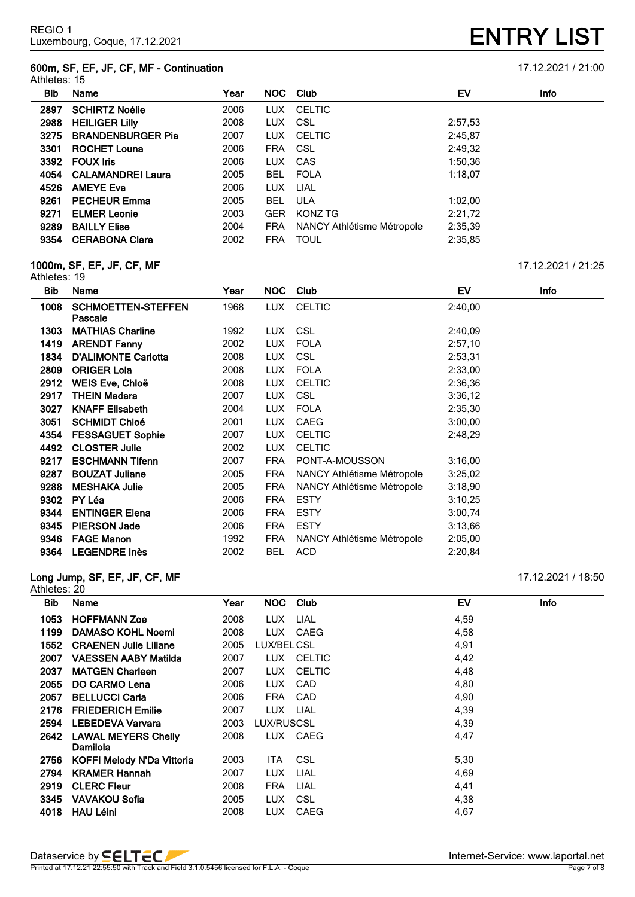REGIO 1
Luxembourg, Coque, 17.12.2021

# ENTRY LIST

### 600m, SF, EF, JF, CF, MF - Continuation

17.12.2021 / 21:00

Athletes: 15

| Bib | Name | Year | NOC | Club | EV | Info |
|---|---|---|---|---|---|---|
| **2897** | **SCHIRTZ Noélie** | 2006 | LUX | CELTIC | | |
| **2988** | **HEILIGER Lilly** | 2008 | LUX | CSL | 2:57,53 | |
| **3275** | **BRANDENBURGER Pia** | 2007 | LUX | CELTIC | 2:45,87 | |
| **3301** | **ROCHET Louna** | 2006 | FRA | CSL | 2:49,32 | |
| **3392** | **FOUX Iris** | 2006 | LUX | CAS | 1:50,36 | |
| **4054** | **CALAMANDREI Laura** | 2005 | BEL | FOLA | 1:18,07 | |
| **4526** | **AMEYE Eva** | 2006 | LUX | LIAL | | |
| **9261** | **PECHEUR Emma** | 2005 | BEL | ULA | 1:02,00 | |
| **9271** | **ELMER Leonie** | 2003 | GER | KONZ TG | 2:21,72 | |
| **9289** | **BAILLY Elise** | 2004 | FRA | NANCY Athlétisme Métropole | 2:35,39 | |
| **9354** | **CERABONA Clara** | 2002 | FRA | TOUL | 2:35,85 | |

### 1000m, SF, EF, JF, CF, MF

17.12.2021 / 21:25

Athletes: 19

| Bib | Name | Year | NOC | Club | EV | Info |
|---|---|---|---|---|---|---|
| **1008** | **SCHMOETTEN-STEFFEN Pascale** | 1968 | LUX | CELTIC | 2:40,00 | |
| **1303** | **MATHIAS Charline** | 1992 | LUX | CSL | 2:40,09 | |
| **1419** | **ARENDT Fanny** | 2002 | LUX | FOLA | 2:57,10 | |
| **1834** | **D'ALIMONTE Carlotta** | 2008 | LUX | CSL | 2:53,31 | |
| **2809** | **ORIGER Lola** | 2008 | LUX | FOLA | 2:33,00 | |
| **2912** | **WEIS Eve, Chloë** | 2008 | LUX | CELTIC | 2:36,36 | |
| **2917** | **THEIN Madara** | 2007 | LUX | CSL | 3:36,12 | |
| **3027** | **KNAFF Elisabeth** | 2004 | LUX | FOLA | 2:35,30 | |
| **3051** | **SCHMIDT Chloé** | 2001 | LUX | CAEG | 3:00,00 | |
| **4354** | **FESSAGUET Sophie** | 2007 | LUX | CELTIC | 2:48,29 | |
| **4492** | **CLOSTER Julie** | 2002 | LUX | CELTIC | | |
| **9217** | **ESCHMANN Tifenn** | 2007 | FRA | PONT-A-MOUSSON | 3:16,00 | |
| **9287** | **BOUZAT Juliane** | 2005 | FRA | NANCY Athlétisme Métropole | 3:25,02 | |
| **9288** | **MESHAKA Julie** | 2005 | FRA | NANCY Athlétisme Métropole | 3:18,90 | |
| **9302** | **PY Léa** | 2006 | FRA | ESTY | 3:10,25 | |
| **9344** | **ENTINGER Elena** | 2006 | FRA | ESTY | 3:00,74 | |
| **9345** | **PIERSON Jade** | 2006 | FRA | ESTY | 3:13,66 | |
| **9346** | **FAGE Manon** | 1992 | FRA | NANCY Athlétisme Métropole | 2:05,00 | |
| **9364** | **LEGENDRE Inès** | 2002 | BEL | ACD | 2:20,84 | |

### Long Jump, SF, EF, JF, CF, MF

17.12.2021 / 18:50

Athletes: 20

| Bib | Name | Year | NOC | Club | EV | Info |
|---|---|---|---|---|---|---|
| **1053** | **HOFFMANN Zoe** | 2008 | LUX | LIAL | 4,59 | |
| **1199** | **DAMASO KOHL Noemi** | 2008 | LUX | CAEG | 4,58 | |
| **1552** | **CRAENEN Julie Liliane** | 2005 | LUX/BEL | CSL | 4,91 | |
| **2007** | **VAESSEN AABY Matilda** | 2007 | LUX | CELTIC | 4,42 | |
| **2037** | **MATGEN Charleen** | 2007 | LUX | CELTIC | 4,48 | |
| **2055** | **DO CARMO Lena** | 2006 | LUX | CAD | 4,80 | |
| **2057** | **BELLUCCI Carla** | 2006 | FRA | CAD | 4,90 | |
| **2176** | **FRIEDERICH Emilie** | 2007 | LUX | LIAL | 4,39 | |
| **2594** | **LEBEDEVA Varvara** | 2003 | LUX/RUS | CSL | 4,39 | |
| **2642** | **LAWAL MEYERS Chelly Damilola** | 2008 | LUX | CAEG | 4,47 | |
| **2756** | **KOFFI Melody N'Da Vittoria** | 2003 | ITA | CSL | 5,30 | |
| **2794** | **KRAMER Hannah** | 2007 | LUX | LIAL | 4,69 | |
| **2919** | **CLERC Fleur** | 2008 | FRA | LIAL | 4,41 | |
| **3345** | **VAVAKOU Sofia** | 2005 | LUX | CSL | 4,38 | |
| **4018** | **HAU Léini** | 2008 | LUX | CAEG | 4,67 | |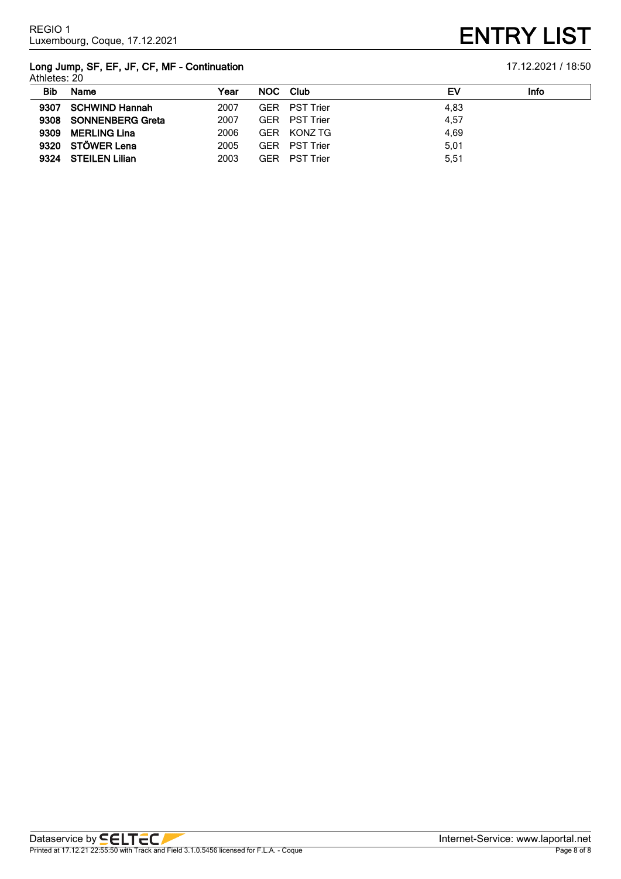## Long Jump, SF, EF, JF, CF, MF - Continuation

17.12.2021 / 18:50

Athletes: 20

| Bib | Name | Year | NOC | Club | EV | Info |
|---|---|---|---|---|---|---|
| **9307** | **SCHWIND Hannah** | 2007 | GER | PST Trier | 4,83 | |
| **9308** | **SONNENBERG Greta** | 2007 | GER | PST Trier | 4,57 | |
| **9309** | **MERLING Lina** | 2006 | GER | KONZ TG | 4,69 | |
| **9320** | **STÖWER Lena** | 2005 | GER | PST Trier | 5,01 | |
| **9324** | **STEILEN Lilian** | 2003 | GER | PST Trier | 5,51 | |